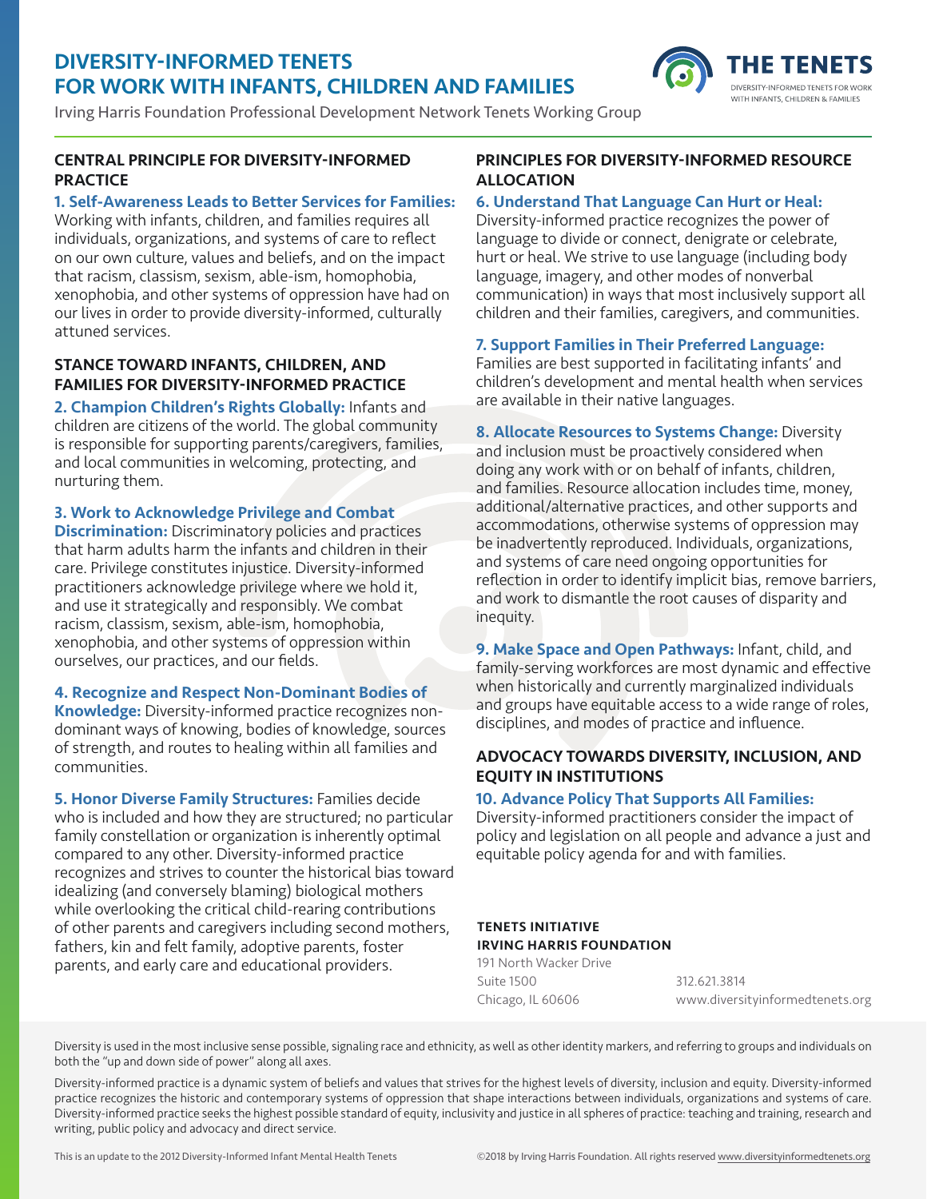# DIVERSITY-INFORMED TENETS FOR WORK WITH INFANTS, CHILDREN AND FAMILIES

Irving Harris Foundation Professional Development Network Tenets Working Group

THE TENETS
DIVERSITY-INFORMED TENETS FOR WORK WITH INFANTS, CHILDREN & FAMILIES

## CENTRAL PRINCIPLE FOR DIVERSITY-INFORMED PRACTICE

**1. Self-Awareness Leads to Better Services for Families:** Working with infants, children, and families requires all individuals, organizations, and systems of care to reflect on our own culture, values and beliefs, and on the impact that racism, classism, sexism, able-ism, homophobia, xenophobia, and other systems of oppression have had on our lives in order to provide diversity-informed, culturally attuned services.

## STANCE TOWARD INFANTS, CHILDREN, AND FAMILIES FOR DIVERSITY-INFORMED PRACTICE

**2. Champion Children's Rights Globally:** Infants and children are citizens of the world. The global community is responsible for supporting parents/caregivers, families, and local communities in welcoming, protecting, and nurturing them.

**3. Work to Acknowledge Privilege and Combat Discrimination:** Discriminatory policies and practices that harm adults harm the infants and children in their care. Privilege constitutes injustice. Diversity-informed practitioners acknowledge privilege where we hold it, and use it strategically and responsibly. We combat racism, classism, sexism, able-ism, homophobia, xenophobia, and other systems of oppression within ourselves, our practices, and our fields.

**4. Recognize and Respect Non-Dominant Bodies of Knowledge:** Diversity-informed practice recognizes non-dominant ways of knowing, bodies of knowledge, sources of strength, and routes to healing within all families and communities.

**5. Honor Diverse Family Structures:** Families decide who is included and how they are structured; no particular family constellation or organization is inherently optimal compared to any other. Diversity-informed practice recognizes and strives to counter the historical bias toward idealizing (and conversely blaming) biological mothers while overlooking the critical child-rearing contributions of other parents and caregivers including second mothers, fathers, kin and felt family, adoptive parents, foster parents, and early care and educational providers.

## PRINCIPLES FOR DIVERSITY-INFORMED RESOURCE ALLOCATION

**6. Understand That Language Can Hurt or Heal:** Diversity-informed practice recognizes the power of language to divide or connect, denigrate or celebrate, hurt or heal. We strive to use language (including body language, imagery, and other modes of nonverbal communication) in ways that most inclusively support all children and their families, caregivers, and communities.

**7. Support Families in Their Preferred Language:** Families are best supported in facilitating infants' and children's development and mental health when services are available in their native languages.

**8. Allocate Resources to Systems Change:** Diversity and inclusion must be proactively considered when doing any work with or on behalf of infants, children, and families. Resource allocation includes time, money, additional/alternative practices, and other supports and accommodations, otherwise systems of oppression may be inadvertently reproduced. Individuals, organizations, and systems of care need ongoing opportunities for reflection in order to identify implicit bias, remove barriers, and work to dismantle the root causes of disparity and inequity.

**9. Make Space and Open Pathways:** Infant, child, and family-serving workforces are most dynamic and effective when historically and currently marginalized individuals and groups have equitable access to a wide range of roles, disciplines, and modes of practice and influence.

## ADVOCACY TOWARDS DIVERSITY, INCLUSION, AND EQUITY IN INSTITUTIONS

**10. Advance Policy That Supports All Families:** Diversity-informed practitioners consider the impact of policy and legislation on all people and advance a just and equitable policy agenda for and with families.

**TENETS INITIATIVE**
**IRVING HARRIS FOUNDATION**
191 North Wacker Drive
Suite 1500
Chicago, IL 60606
312.621.3814
www.diversityinformedtenets.org

Diversity is used in the most inclusive sense possible, signaling race and ethnicity, as well as other identity markers, and referring to groups and individuals on both the "up and down side of power" along all axes.

Diversity-informed practice is a dynamic system of beliefs and values that strives for the highest levels of diversity, inclusion and equity. Diversity-informed practice recognizes the historic and contemporary systems of oppression that shape interactions between individuals, organizations and systems of care. Diversity-informed practice seeks the highest possible standard of equity, inclusivity and justice in all spheres of practice: teaching and training, research and writing, public policy and advocacy and direct service.

This is an update to the 2012 Diversity-Informed Infant Mental Health Tenets

©2018 by Irving Harris Foundation. All rights reserved www.diversityinformedtenets.org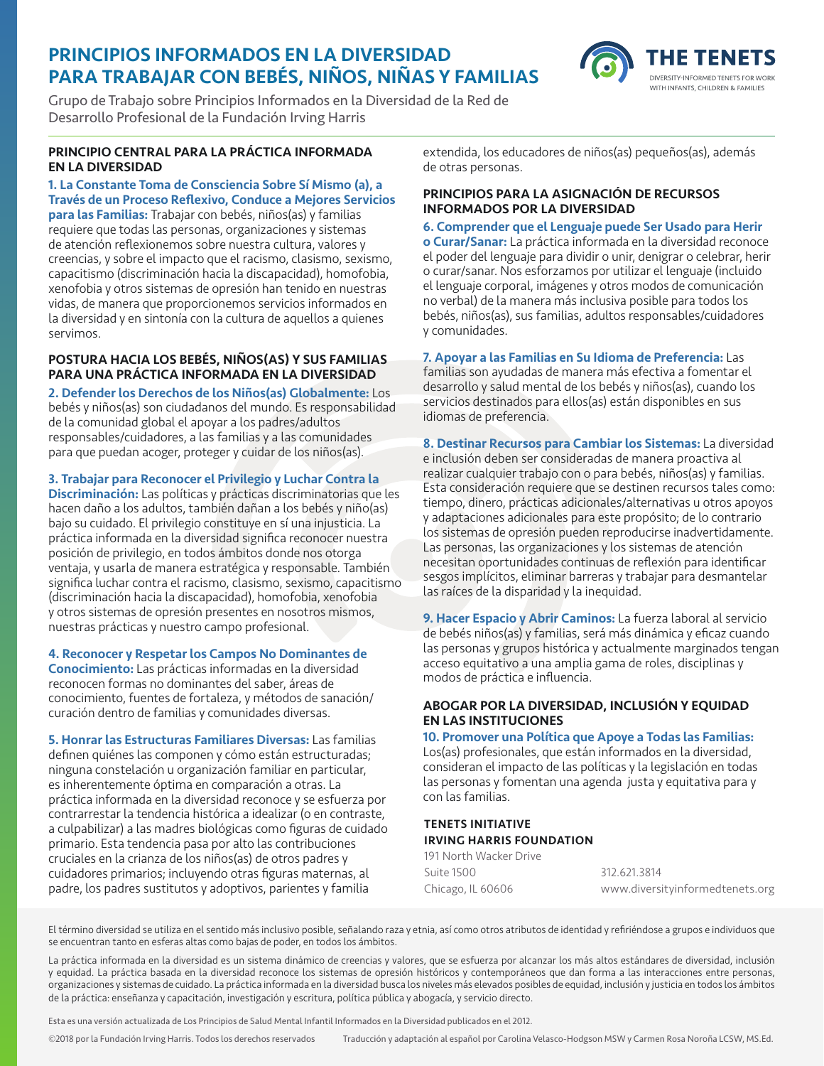# PRINCIPIOS INFORMADOS EN LA DIVERSIDAD PARA TRABAJAR CON BEBÉS, NIÑOS, NIÑAS Y FAMILIAS

**THE TENETS**
DIVERSITY-INFORMED TENETS FOR WORK WITH INFANTS, CHILDREN & FAMILIES

Grupo de Trabajo sobre Principios Informados en la Diversidad de la Red de Desarrollo Profesional de la Fundación Irving Harris

## PRINCIPIO CENTRAL PARA LA PRÁCTICA INFORMADA EN LA DIVERSIDAD

**1. La Constante Toma de Consciencia Sobre Sí Mismo (a), a Través de un Proceso Reflexivo, Conduce a Mejores Servicios para las Familias:** Trabajar con bebés, niños(as) y familias requiere que todas las personas, organizaciones y sistemas de atención reflexionemos sobre nuestra cultura, valores y creencias, y sobre el impacto que el racismo, clasismo, sexismo, capacitismo (discriminación hacia la discapacidad), homofobia, xenofobia y otros sistemas de opresión han tenido en nuestras vidas, de manera que proporcionemos servicios informados en la diversidad y en sintonía con la cultura de aquellos a quienes servimos.

## POSTURA HACIA LOS BEBÉS, NIÑOS(AS) Y SUS FAMILIAS PARA UNA PRÁCTICA INFORMADA EN LA DIVERSIDAD

**2. Defender los Derechos de los Niños(as) Globalmente:** Los bebés y niños(as) son ciudadanos del mundo. Es responsabilidad de la comunidad global el apoyar a los padres/adultos responsables/cuidadores, a las familias y a las comunidades para que puedan acoger, proteger y cuidar de los niños(as).

**3. Trabajar para Reconocer el Privilegio y Luchar Contra la Discriminación:** Las políticas y prácticas discriminatorias que les hacen daño a los adultos, también dañan a los bebés y niño(as) bajo su cuidado. El privilegio constituye en sí una injusticia. La práctica informada en la diversidad significa reconocer nuestra posición de privilegio, en todos ámbitos donde nos otorga ventaja, y usarla de manera estratégica y responsable. También significa luchar contra el racismo, clasismo, sexismo, capacitismo (discriminación hacia la discapacidad), homofobia, xenofobia y otros sistemas de opresión presentes en nosotros mismos, nuestras prácticas y nuestro campo profesional.

**4. Reconocer y Respetar los Campos No Dominantes de Conocimiento:** Las prácticas informadas en la diversidad reconocen formas no dominantes del saber, áreas de conocimiento, fuentes de fortaleza, y métodos de sanación/curación dentro de familias y comunidades diversas.

**5. Honrar las Estructuras Familiares Diversas:** Las familias definen quiénes las componen y cómo están estructuradas; ninguna constelación u organización familiar en particular, es inherentemente óptima en comparación a otras. La práctica informada en la diversidad reconoce y se esfuerza por contrarrestar la tendencia histórica a idealizar (o en contraste, a culpabilizar) a las madres biológicas como figuras de cuidado primario. Esta tendencia pasa por alto las contribuciones cruciales en la crianza de los niños(as) de otros padres y cuidadores primarios; incluyendo otras figuras maternas, al padre, los padres sustitutos y adoptivos, parientes y familia extendida, los educadores de niños(as) pequeños(as), además de otras personas.

## PRINCIPIOS PARA LA ASIGNACIÓN DE RECURSOS INFORMADOS POR LA DIVERSIDAD

**6. Comprender que el Lenguaje puede Ser Usado para Herir o Curar/Sanar:** La práctica informada en la diversidad reconoce el poder del lenguaje para dividir o unir, denigrar o celebrar, herir o curar/sanar. Nos esforzamos por utilizar el lenguaje (incluido el lenguaje corporal, imágenes y otros modos de comunicación no verbal) de la manera más inclusiva posible para todos los bebés, niños(as), sus familias, adultos responsables/cuidadores y comunidades.

**7. Apoyar a las Familias en Su Idioma de Preferencia:** Las familias son ayudadas de manera más efectiva a fomentar el desarrollo y salud mental de los bebés y niños(as), cuando los servicios destinados para ellos(as) están disponibles en sus idiomas de preferencia.

**8. Destinar Recursos para Cambiar los Sistemas:** La diversidad e inclusión deben ser consideradas de manera proactiva al realizar cualquier trabajo con o para bebés, niños(as) y familias. Esta consideración requiere que se destinen recursos tales como: tiempo, dinero, prácticas adicionales/alternativas u otros apoyos y adaptaciones adicionales para este propósito; de lo contrario los sistemas de opresión pueden reproducirse inadvertidamente. Las personas, las organizaciones y los sistemas de atención necesitan oportunidades continuas de reflexión para identificar sesgos implícitos, eliminar barreras y trabajar para desmantelar las raíces de la disparidad y la inequidad.

**9. Hacer Espacio y Abrir Caminos:** La fuerza laboral al servicio de bebés niños(as) y familias, será más dinámica y eficaz cuando las personas y grupos histórica y actualmente marginados tengan acceso equitativo a una amplia gama de roles, disciplinas y modos de práctica e influencia.

## ABOGAR POR LA DIVERSIDAD, INCLUSIÓN Y EQUIDAD EN LAS INSTITUCIONES

**10. Promover una Política que Apoye a Todas las Familias:** Los(as) profesionales, que están informados en la diversidad, consideran el impacto de las políticas y la legislación en todas las personas y fomentan una agenda justa y equitativa para y con las familias.

**TENETS INITIATIVE**
**IRVING HARRIS FOUNDATION**
191 North Wacker Drive
Suite 1500
Chicago, IL 60606
312.621.3814
www.diversityinformedtenets.org

El término diversidad se utiliza en el sentido más inclusivo posible, señalando raza y etnia, así como otros atributos de identidad y refiriéndose a grupos e individuos que se encuentran tanto en esferas altas como bajas de poder, en todos los ámbitos.

La práctica informada en la diversidad es un sistema dinámico de creencias y valores, que se esfuerza por alcanzar los más altos estándares de diversidad, inclusión y equidad. La práctica basada en la diversidad reconoce los sistemas de opresión históricos y contemporáneos que dan forma a las interacciones entre personas, organizaciones y sistemas de cuidado. La práctica informada en la diversidad busca los niveles más elevados posibles de equidad, inclusión y justicia en todos los ámbitos de la práctica: enseñanza y capacitación, investigación y escritura, política pública y abogacía, y servicio directo.

Esta es una versión actualizada de Los Principios de Salud Mental Infantil Informados en la Diversidad publicados en el 2012.

©2018 por la Fundación Irving Harris. Todos los derechos reservados

Traducción y adaptación al español por Carolina Velasco-Hodgson MSW y Carmen Rosa Noroña LCSW, MS.Ed.